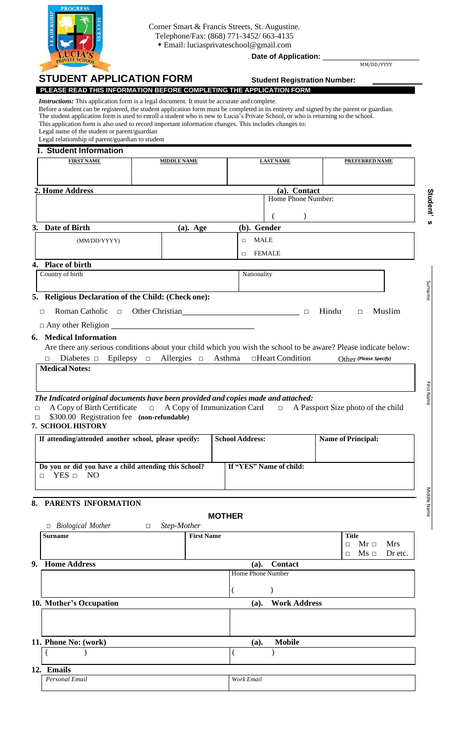Corner Smart & Francis Streets, St. Augustine.
Telephone/Fax: (868) 771-3452/ 663-4135
◆ Email: luciasprivateschool@gmail.com

**Date of Application:** ______________ MM/DD/YYYY

# STUDENT APPLICATION FORM

**Student Registration Number:** ______________

**PLEASE READ THIS INFORMATION BEFORE COMPLETING THE APPLICATION FORM**

*Instructions:* This application form is a legal document. It must be accurate and complete.
Before a student can be registered, the student application form must be completed in its entirety and signed by the parent or guardian.
The student application form is used to enroll a student who is new to Lucia's Private School, or who is returning to the school.
This application form is also used to record important information changes. This includes changes to:
Legal name of the student or parent/guardian
Legal relationship of parent/guardian to student

## 1. Student Information

| FIRST NAME | MIDDLE NAME | LAST NAME | PREFERRED NAME |
|---|---|---|---|
| | | | |

## 2. Home Address

| Home Address | (a). Contact<br>Home Phone Number: |
|---|---|
| | ( ) |

## 3. Date of Birth

| Date of Birth | (a). Age | (b). Gender |
|---|---|---|
| (MM/DD/YYYY) | | □ MALE<br>□ FEMALE |

## 4. Place of birth

| Country of birth | Nationality |
|---|---|
| | |

## 5. Religious Declaration of the Child: (Check one):

□ Roman Catholic □ Other Christian ______________ □ Hindu □ Muslim

□ Any other Religion ______________

## 6. Medical Information

Are there any serious conditions about your child which you wish the school to be aware? Please indicate below:

□ Diabetes □ Epilepsy □ Allergies □ Asthma □ Heart Condition Other *(Please Specify)*

**Medical Notes:**

*The Indicated original documents have been provided and copies made and attached:*

□ A Copy of Birth Certificate □ A Copy of Immunization Card □ A Passport Size photo of the child

□ $300.00 Registration fee **(non-refundable)**

## 7. SCHOOL HISTORY

| If attending/attended another school, please specify: | School Address: | Name of Principal: |
|---|---|---|
| | | |

| Do you or did you have a child attending this School?<br>□ YES □ NO | If "YES" Name of child: |
|---|---|
| | |

## 8. PARENTS INFORMATION

### MOTHER

□ *Biological Mother* □ *Step-Mother*

| Surname | First Name | Title<br>□ Mr □ Mrs<br>□ Ms □ Dr etc. |
|---|---|---|
| | | |

## 9. Home Address

| Home Address | (a). Contact<br>Home Phone Number |
|---|---|
| | ( ) |

## 10. Mother's Occupation

| Mother's Occupation | (a). Work Address |
|---|---|
| | |

## 11. Phone No: (work)

| Phone No: (work) | (a). Mobile |
|---|---|
| ( ) | ( ) |

## 12. Emails

| *Personal Email* | *Work Email* |
|---|---|
| | |

Student's Surname ______ First Name ______ Middle Name ______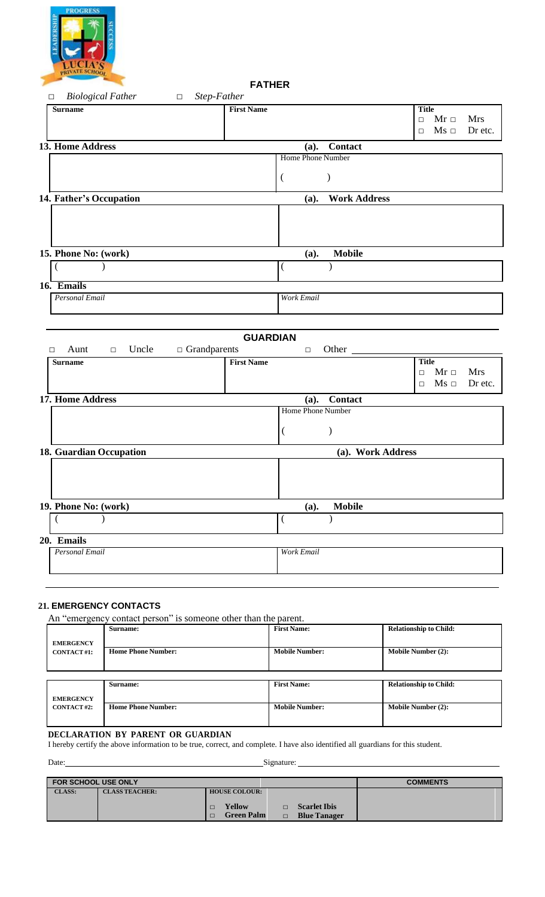## FATHER

□ *Biological Father* □ *Step-Father*

| Surname | First Name | Title |
|---|---|---|
| | | □ Mr □ Mrs<br>□ Ms □ Dr etc. |

| 13. Home Address | (a). Contact |
|---|---|
| | Home Phone Number<br>( ) |

| 14. Father's Occupation | (a). Work Address |
|---|---|
| | |

| 15. Phone No: (work) | (a). Mobile |
|---|---|
| ( ) | ( ) |

**16. Emails**

| *Personal Email* | *Work Email* |
|---|---|
| | |

## GUARDIAN

□ Aunt □ Uncle □ Grandparents □ Other ____________

| Surname | First Name | Title |
|---|---|---|
| | | □ Mr □ Mrs<br>□ Ms □ Dr etc. |

| 17. Home Address | (a). Contact |
|---|---|
| | Home Phone Number<br>( ) |

| 18. Guardian Occupation | (a). Work Address |
|---|---|
| | |

| 19. Phone No: (work) | (a). Mobile |
|---|---|
| ( ) | ( ) |

**20. Emails**

| *Personal Email* | *Work Email* |
|---|---|
| | |

### 21. EMERGENCY CONTACTS

An "emergency contact person" is someone other than the parent.

| | | | |
|---|---|---|---|
| **EMERGENCY CONTACT #1:** | **Surname:** | **First Name:** | **Relationship to Child:** |
| | **Home Phone Number:** | **Mobile Number:** | **Mobile Number (2):** |

| | | | |
|---|---|---|---|
| **EMERGENCY CONTACT #2:** | **Surname:** | **First Name:** | **Relationship to Child:** |
| | **Home Phone Number:** | **Mobile Number:** | **Mobile Number (2):** |

**DECLARATION BY PARENT OR GUARDIAN**

I hereby certify the above information to be true, correct, and complete. I have also identified all guardians for this student.

Date:______________________ Signature:______________________

| FOR SCHOOL USE ONLY | | | | COMMENTS |
|---|---|---|---|---|
| **CLASS:** | **CLASS TEACHER:** | **HOUSE COLOUR:**<br>□ **Yellow**<br>□ **Green Palm** | □ **Scarlet Ibis**<br>□ **Blue Tanager** | |